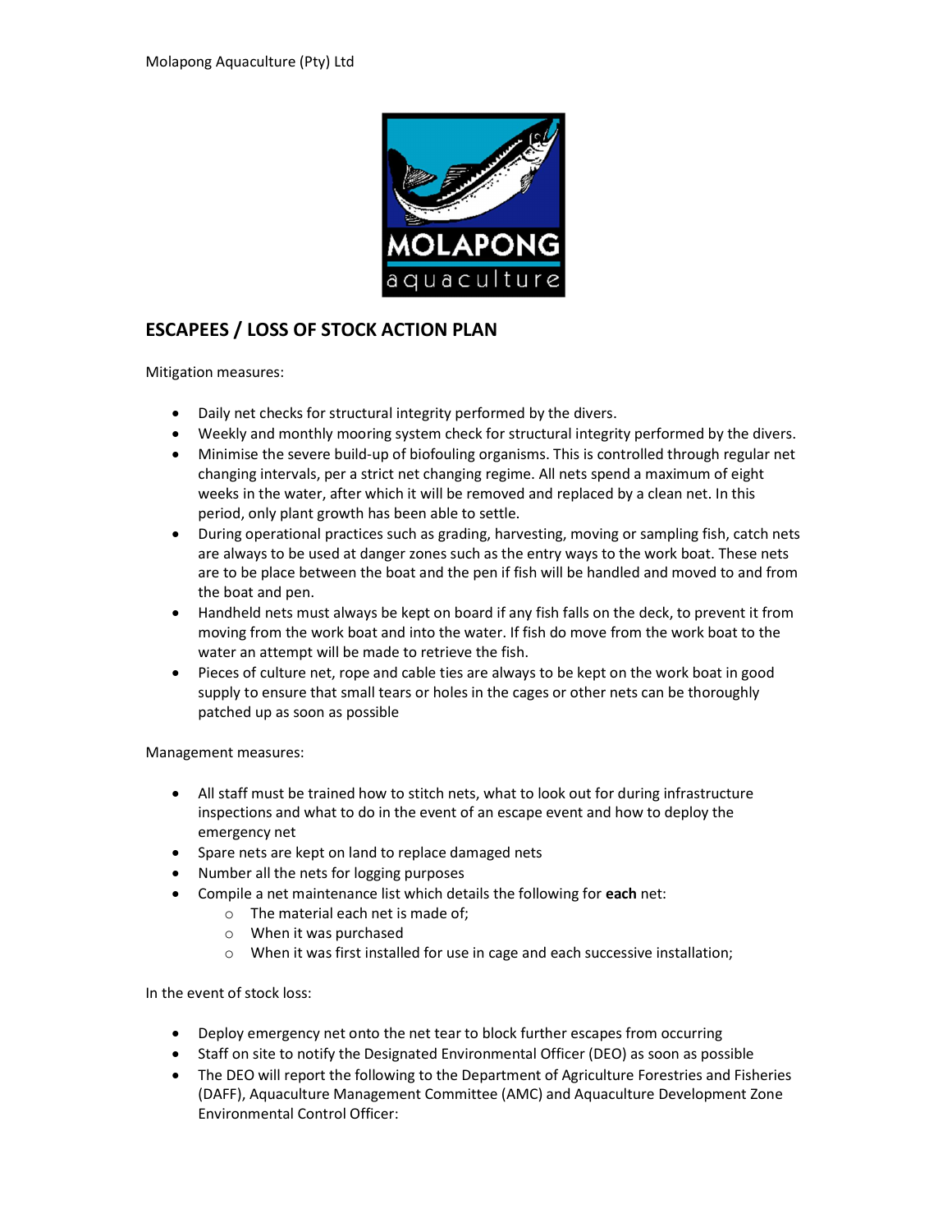Molapong Aquaculture (Pty) Ltd

MOLAPONG aquaculture

## ESCAPEES / LOSS OF STOCK ACTION PLAN

Mitigation measures:

- Daily net checks for structural integrity performed by the divers.
- Weekly and monthly mooring system check for structural integrity performed by the divers.
- Minimise the severe build-up of biofouling organisms. This is controlled through regular net changing intervals, per a strict net changing regime. All nets spend a maximum of eight weeks in the water, after which it will be removed and replaced by a clean net. In this period, only plant growth has been able to settle.
- During operational practices such as grading, harvesting, moving or sampling fish, catch nets are always to be used at danger zones such as the entry ways to the work boat. These nets are to be place between the boat and the pen if fish will be handled and moved to and from the boat and pen.
- Handheld nets must always be kept on board if any fish falls on the deck, to prevent it from moving from the work boat and into the water. If fish do move from the work boat to the water an attempt will be made to retrieve the fish.
- Pieces of culture net, rope and cable ties are always to be kept on the work boat in good supply to ensure that small tears or holes in the cages or other nets can be thoroughly patched up as soon as possible

Management measures:

- All staff must be trained how to stitch nets, what to look out for during infrastructure inspections and what to do in the event of an escape event and how to deploy the emergency net
- Spare nets are kept on land to replace damaged nets
- Number all the nets for logging purposes
- Compile a net maintenance list which details the following for **each** net:
    - The material each net is made of;
    - When it was purchased
    - When it was first installed for use in cage and each successive installation;

In the event of stock loss:

- Deploy emergency net onto the net tear to block further escapes from occurring
- Staff on site to notify the Designated Environmental Officer (DEO) as soon as possible
- The DEO will report the following to the Department of Agriculture Forestries and Fisheries (DAFF), Aquaculture Management Committee (AMC) and Aquaculture Development Zone Environmental Control Officer: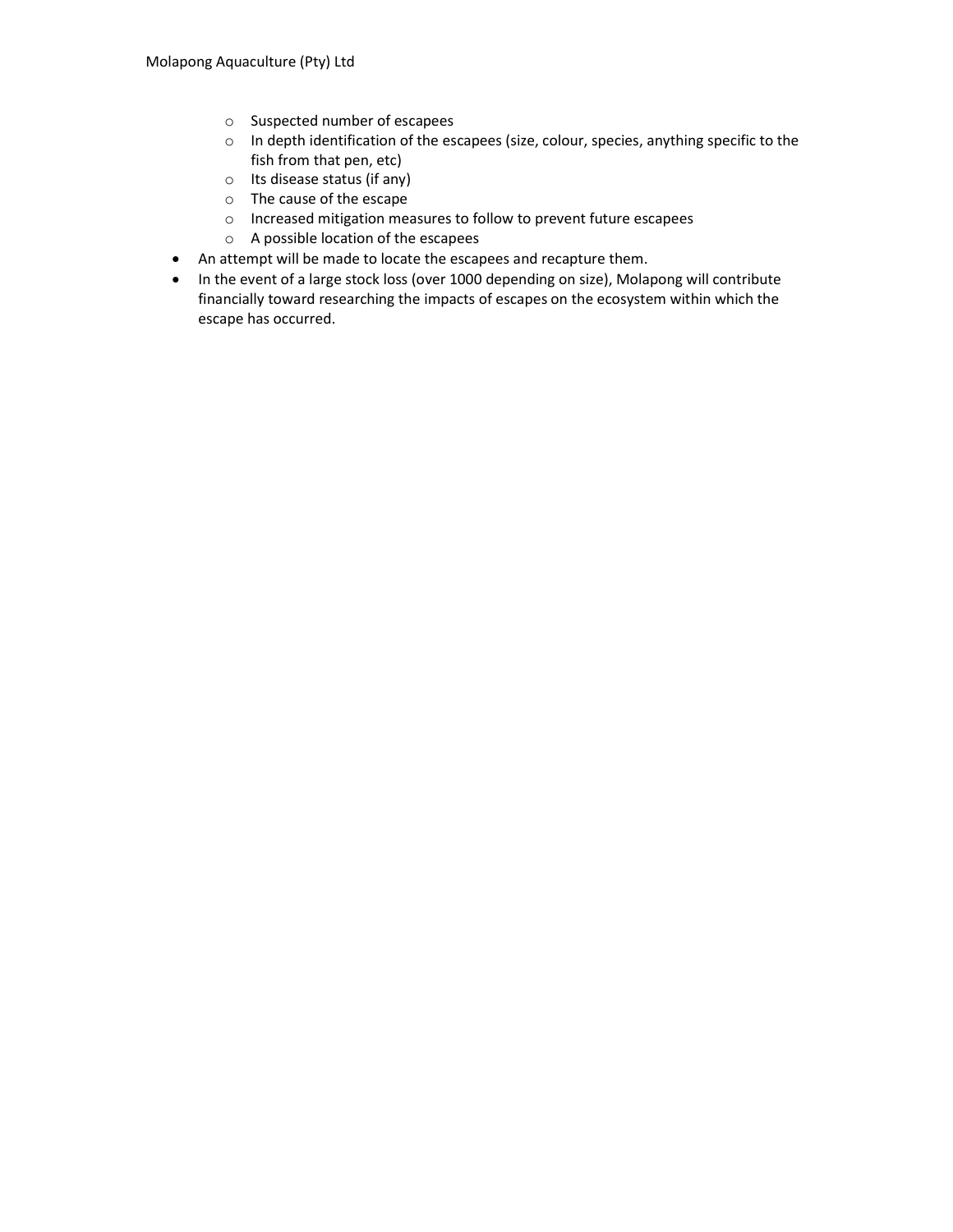- Suspected number of escapees
- In depth identification of the escapees (size, colour, species, anything specific to the fish from that pen, etc)
- Its disease status (if any)
- The cause of the escape
- Increased mitigation measures to follow to prevent future escapees
- A possible location of the escapees

- An attempt will be made to locate the escapees and recapture them.
- In the event of a large stock loss (over 1000 depending on size), Molapong will contribute financially toward researching the impacts of escapes on the ecosystem within which the escape has occurred.